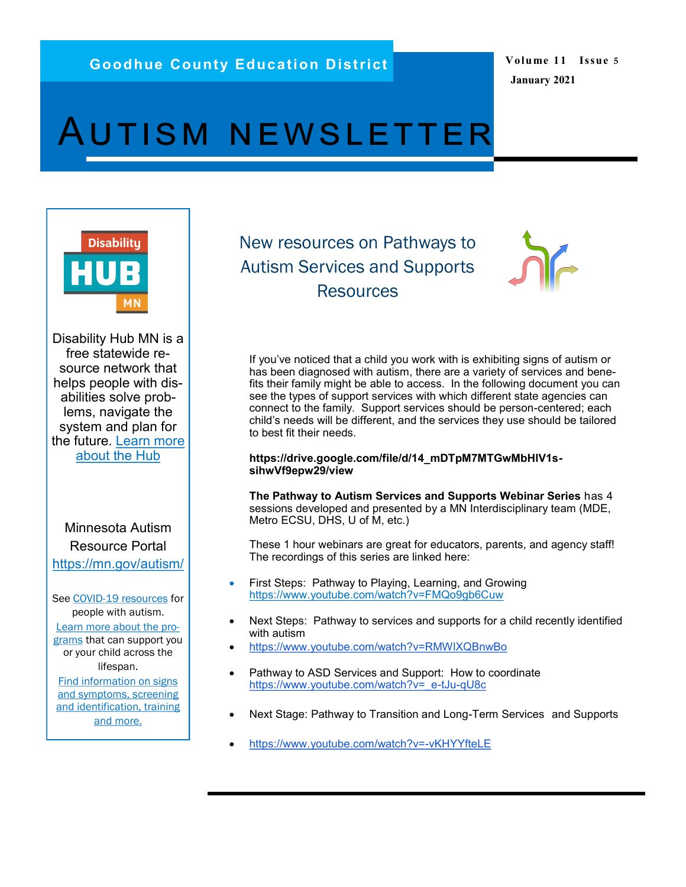Goodhue County Education District

Volume 11 Issue 5

January 2021

# AUTISM NEWSLETTER

## New resources on Pathways to Autism Services and Supports Resources

If you've noticed that a child you work with is exhibiting signs of autism or has been diagnosed with autism, there are a variety of services and benefits their family might be able to access. In the following document you can see the types of support services with which different state agencies can connect to the family. Support services should be person-centered; each child's needs will be different, and the services they use should be tailored to best fit their needs.

**https://drive.google.com/file/d/14_mDTpM7MTGwMbHlV1s-sihwVf9epw29/view**

**The Pathway to Autism Services and Supports Webinar Series** has 4 sessions developed and presented by a MN Interdisciplinary team (MDE, Metro ECSU, DHS, U of M, etc.)

These 1 hour webinars are great for educators, parents, and agency staff! The recordings of this series are linked here:

- First Steps: Pathway to Playing, Learning, and Growing https://www.youtube.com/watch?v=FMQo9gb6Cuw
- Next Steps: Pathway to services and supports for a child recently identified with autism
- https://www.youtube.com/watch?v=RMWIXQBnwBo
- Pathway to ASD Services and Support: How to coordinate https://www.youtube.com/watch?v=_e-tJu-qU8c
- Next Stage: Pathway to Transition and Long-Term Services and Supports
- https://www.youtube.com/watch?v=-vKHYYfteLE

---

Disability HUB MN

Disability Hub MN is a free statewide resource network that helps people with disabilities solve problems, navigate the system and plan for the future. Learn more about the Hub

Minnesota Autism Resource Portal https://mn.gov/autism/

See COVID-19 resources for people with autism.

Learn more about the programs that can support you or your child across the lifespan.

Find information on signs and symptoms, screening and identification, training and more.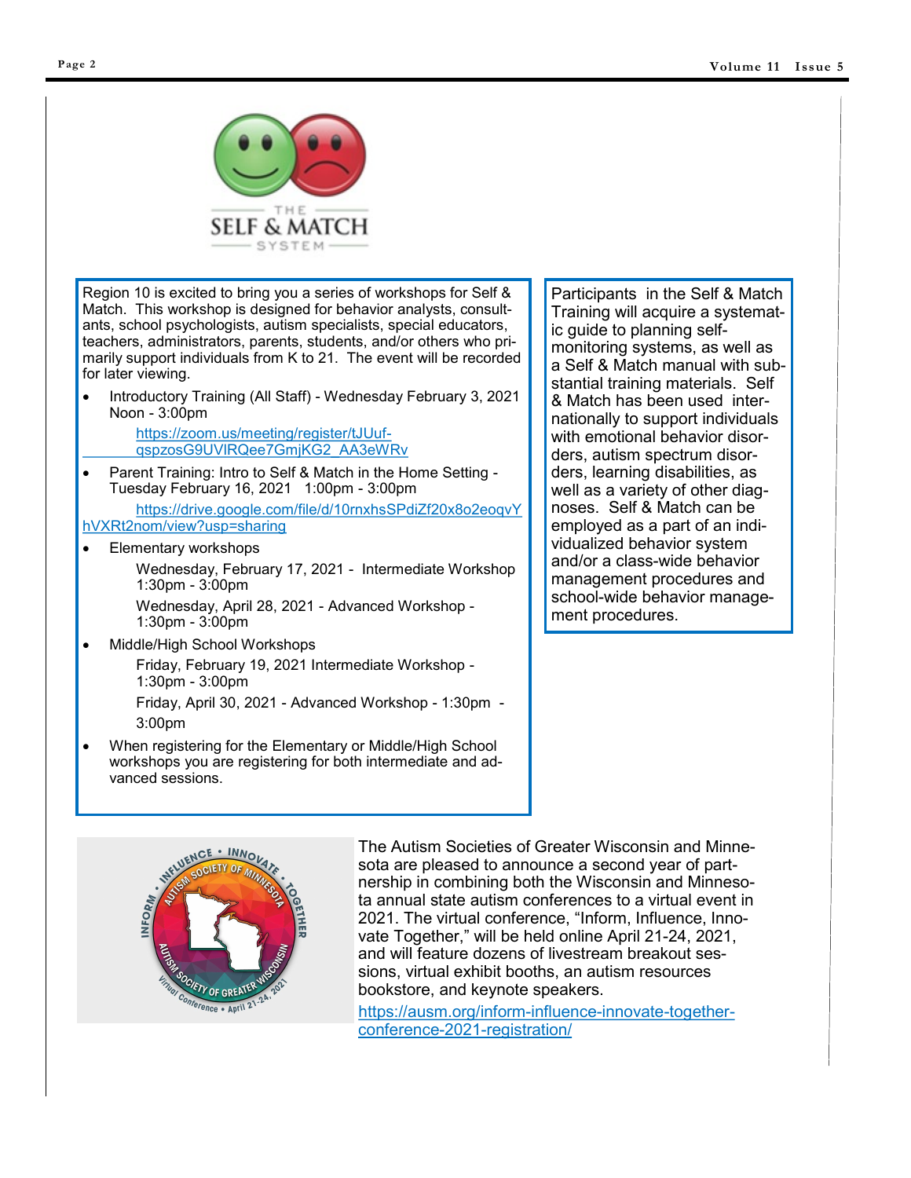Region 10 is excited to bring you a series of workshops for Self & Match. This workshop is designed for behavior analysts, consultants, school psychologists, autism specialists, special educators, teachers, administrators, parents, students, and/or others who primarily support individuals from K to 21. The event will be recorded for later viewing.

- Introductory Training (All Staff) - Wednesday February 3, 2021 Noon - 3:00pm

  https://zoom.us/meeting/register/tJUuf-qspzosG9UVlRQee7GmjKG2_AA3eWRv

- Parent Training: Intro to Self & Match in the Home Setting - Tuesday February 16, 2021 1:00pm - 3:00pm

  https://drive.google.com/file/d/10rnxhsSPdiZf20x8o2eoqvYhVXRt2nom/view?usp=sharing

- Elementary workshops

  Wednesday, February 17, 2021 - Intermediate Workshop 1:30pm - 3:00pm

  Wednesday, April 28, 2021 - Advanced Workshop - 1:30pm - 3:00pm

- Middle/High School Workshops

  Friday, February 19, 2021 Intermediate Workshop - 1:30pm - 3:00pm

  Friday, April 30, 2021 - Advanced Workshop - 1:30pm - 3:00pm

- When registering for the Elementary or Middle/High School workshops you are registering for both intermediate and advanced sessions.

Participants in the Self & Match Training will acquire a systematic guide to planning self-monitoring systems, as well as a Self & Match manual with substantial training materials. Self & Match has been used internationally to support individuals with emotional behavior disorders, autism spectrum disorders, learning disabilities, as well as a variety of other diagnoses. Self & Match can be employed as a part of an individualized behavior system and/or a class-wide behavior management procedures and school-wide behavior management procedures.

The Autism Societies of Greater Wisconsin and Minnesota are pleased to announce a second year of partnership in combining both the Wisconsin and Minnesota annual state autism conferences to a virtual event in 2021. The virtual conference, "Inform, Influence, Innovate Together," will be held online April 21-24, 2021, and will feature dozens of livestream breakout sessions, virtual exhibit booths, an autism resources bookstore, and keynote speakers.

https://ausm.org/inform-influence-innovate-together-conference-2021-registration/